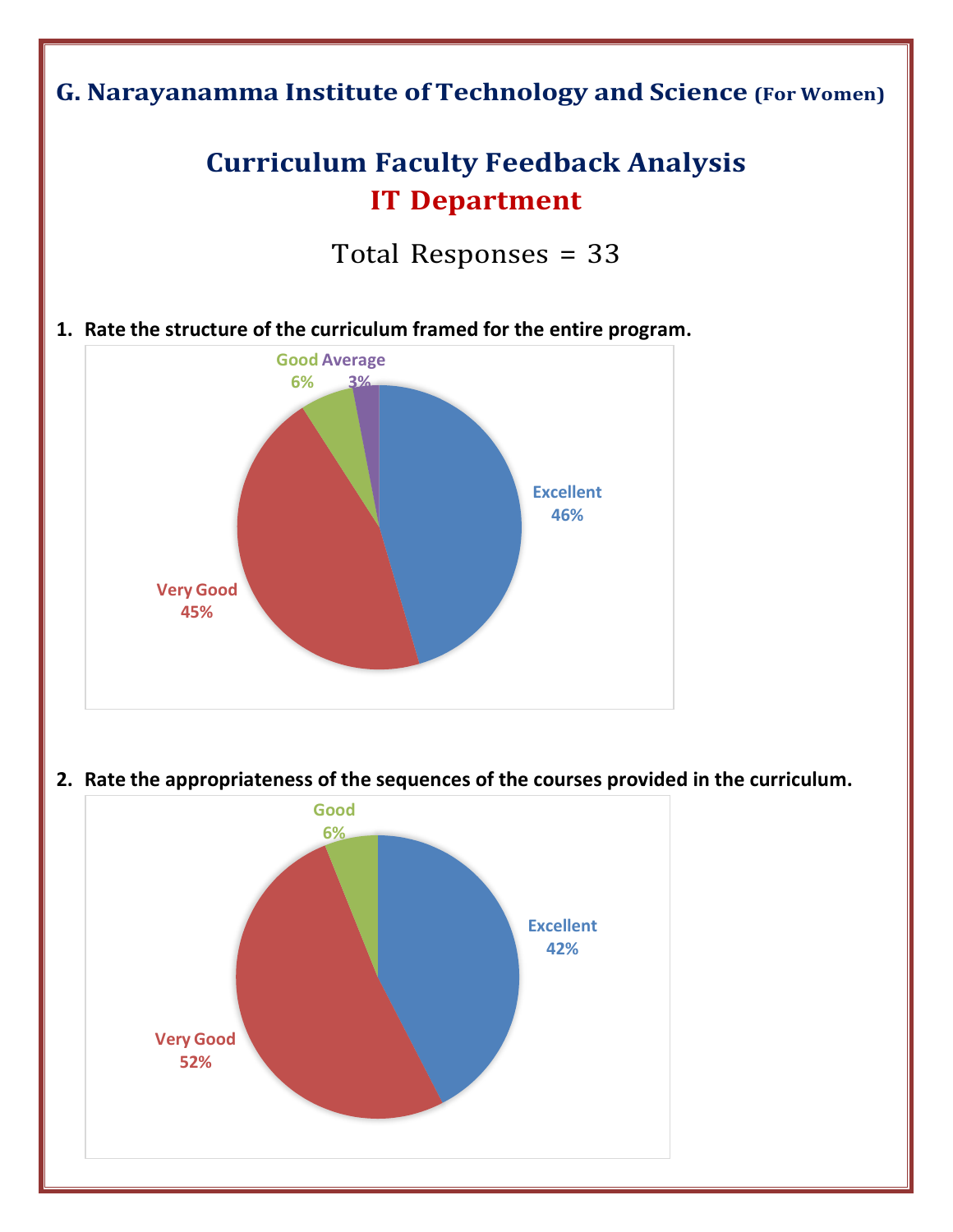## G. Narayanamma Institute of Technology and Science (For Women)

# Curriculum Faculty Feedback Analysis
## IT Department

Total Responses = 33

1. **Rate the structure of the curriculum framed for the entire program.**

Excellent 46%
Very Good 45%
Good 6%
Average 3%

2. **Rate the appropriateness of the sequences of the courses provided in the curriculum.**

Excellent 42%
Very Good 52%
Good 6%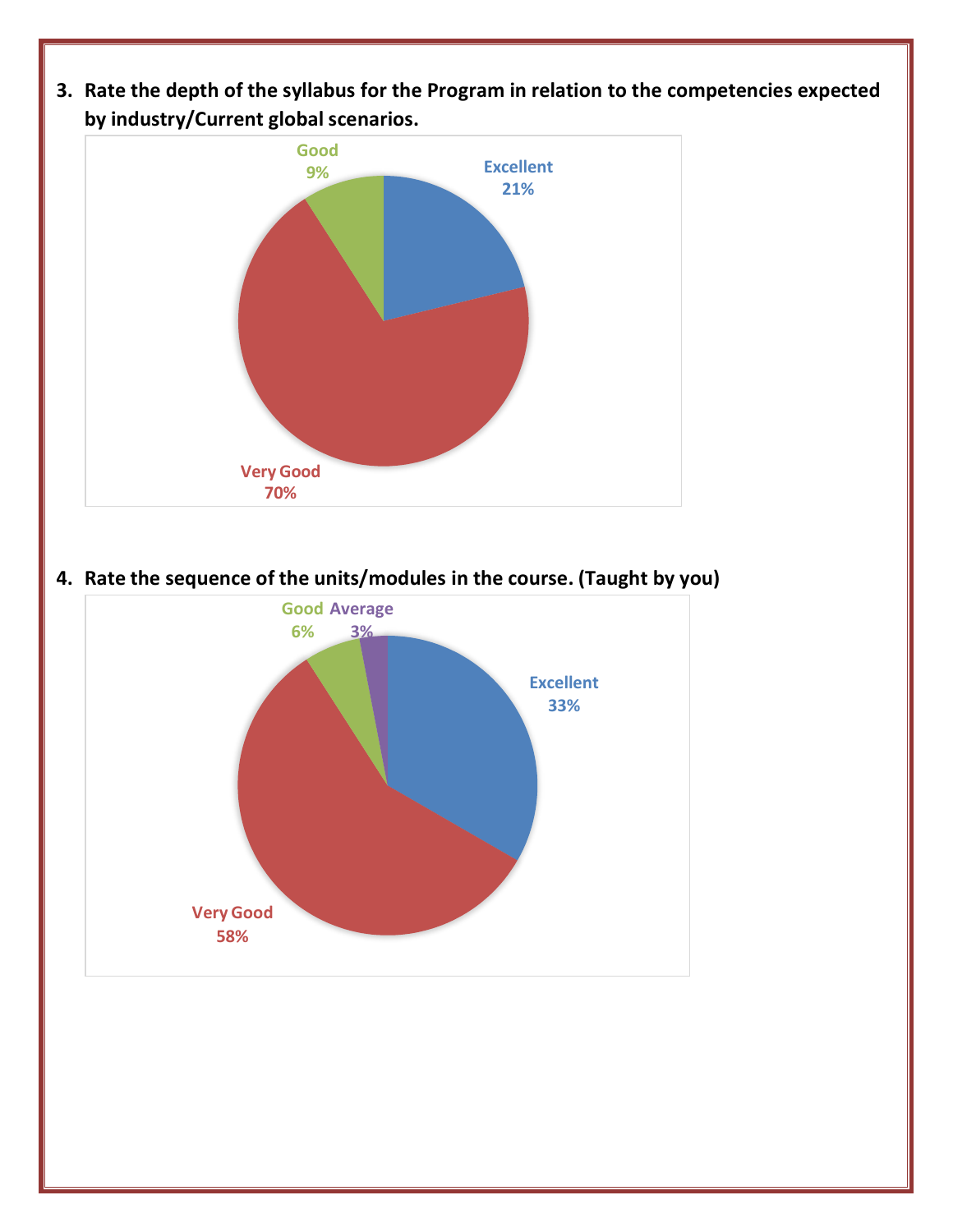3. **Rate the depth of the syllabus for the Program in relation to the competencies expected by industry/Current global scenarios.**

Good 9%

Excellent 21%

Very Good 70%

4. **Rate the sequence of the units/modules in the course. (Taught by you)**

Good 6%

Average 3%

Excellent 33%

Very Good 58%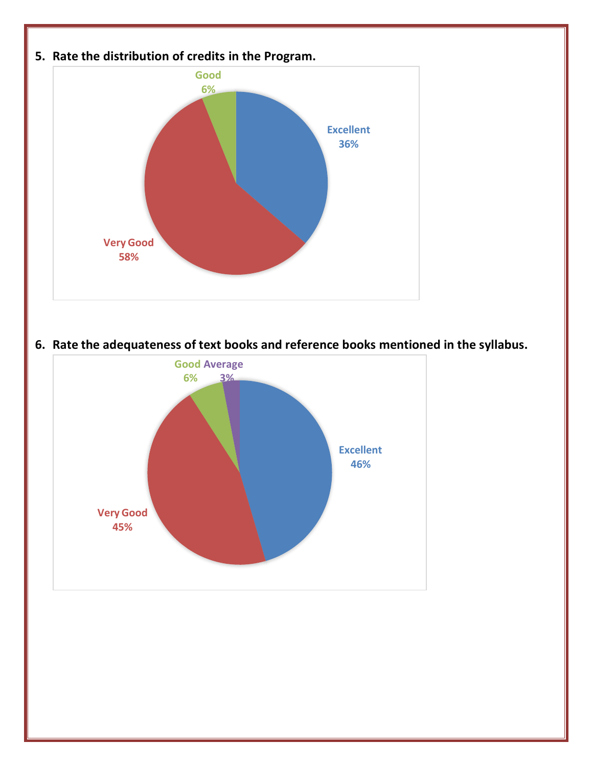5. **Rate the distribution of credits in the Program.**

Good 6%

Excellent 36%

Very Good 58%

6. **Rate the adequateness of text books and reference books mentioned in the syllabus.**

Good 6%

Average 3%

Excellent 46%

Very Good 45%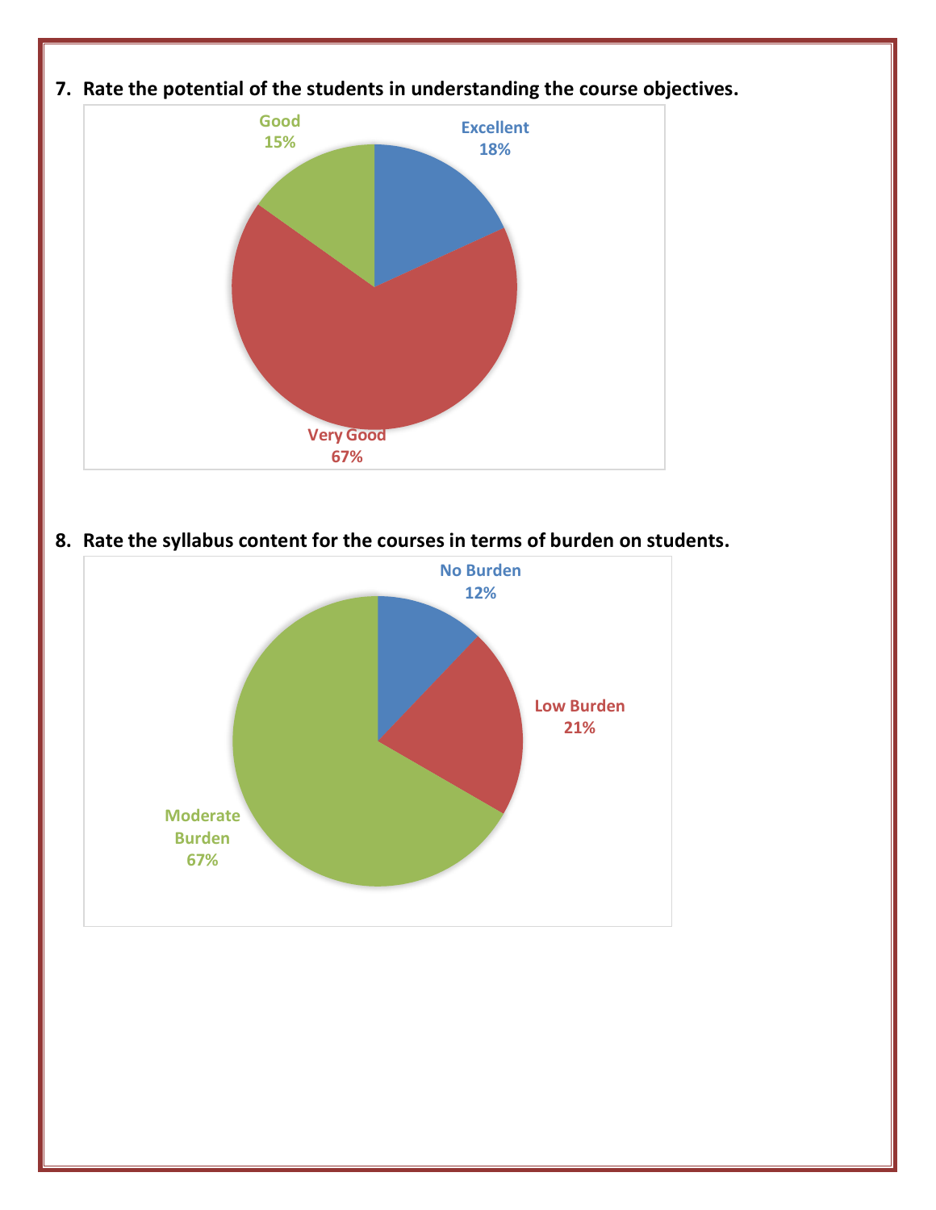**7. Rate the potential of the students in understanding the course objectives.**

Excellent 18%

Very Good 67%

Good 15%

**8. Rate the syllabus content for the courses in terms of burden on students.**

No Burden 12%

Low Burden 21%

Moderate Burden 67%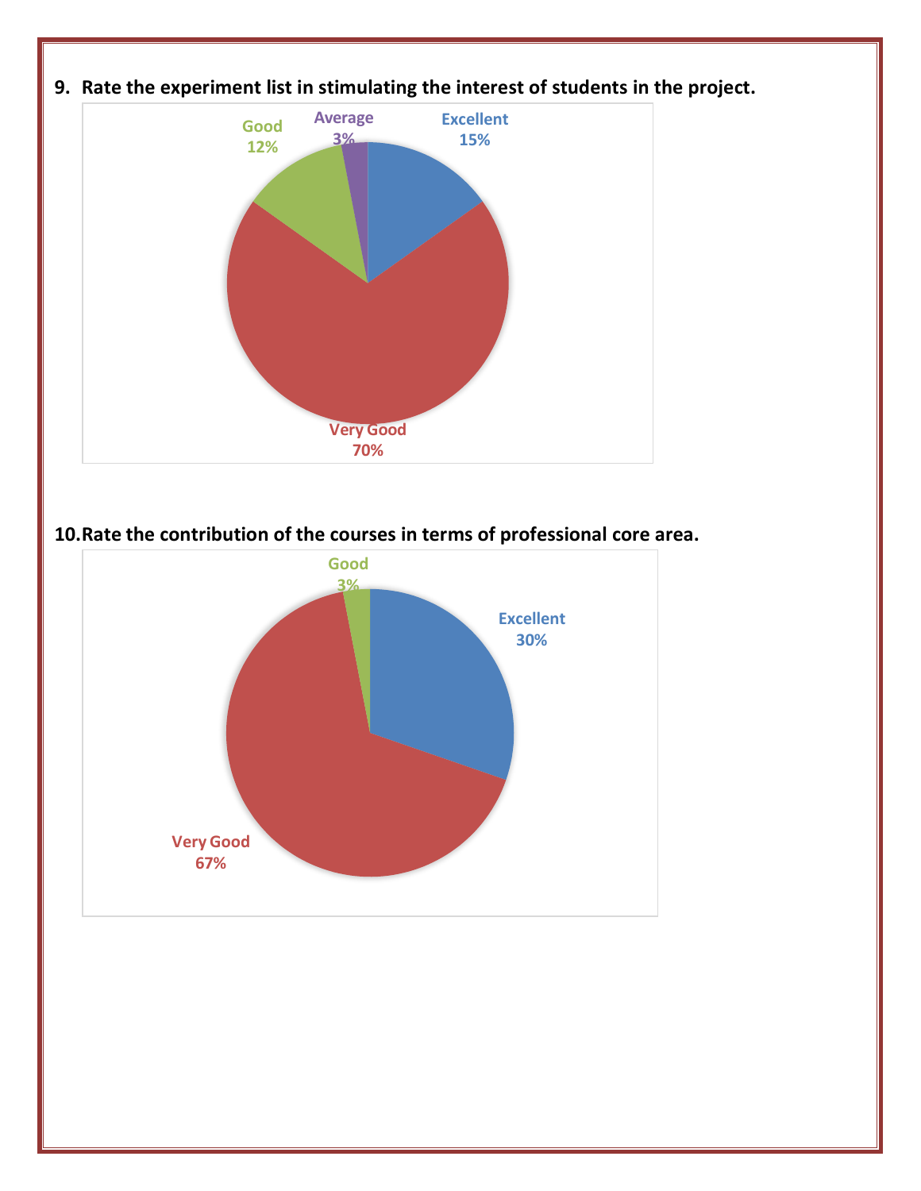9. **Rate the experiment list in stimulating the interest of students in the project.**

Excellent 15%
Very Good 70%
Good 12%
Average 3%

10. **Rate the contribution of the courses in terms of professional core area.**

Excellent 30%
Very Good 67%
Good 3%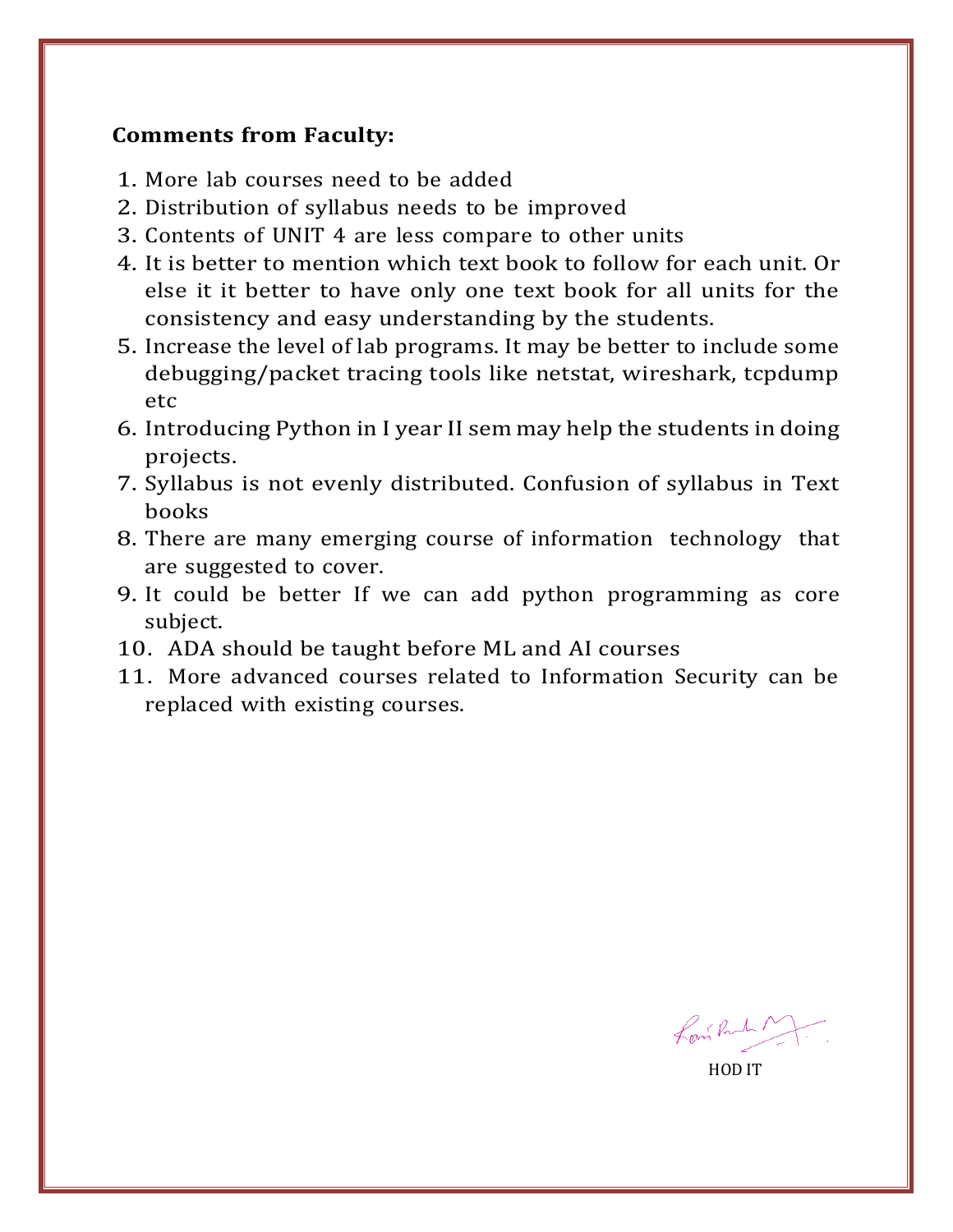**Comments from Faculty:**

1. More lab courses need to be added
2. Distribution of syllabus needs to be improved
3. Contents of UNIT 4 are less compare to other units
4. It is better to mention which text book to follow for each unit. Or else it it better to have only one text book for all units for the consistency and easy understanding by the students.
5. Increase the level of lab programs. It may be better to include some debugging/packet tracing tools like netstat, wireshark, tcpdump etc
6. Introducing Python in I year II sem may help the students in doing projects.
7. Syllabus is not evenly distributed. Confusion of syllabus in Text books
8. There are many emerging course of information technology that are suggested to cover.
9. It could be better If we can add python programming as core subject.
10. ADA should be taught before ML and AI courses
11. More advanced courses related to Information Security can be replaced with existing courses.

HOD IT